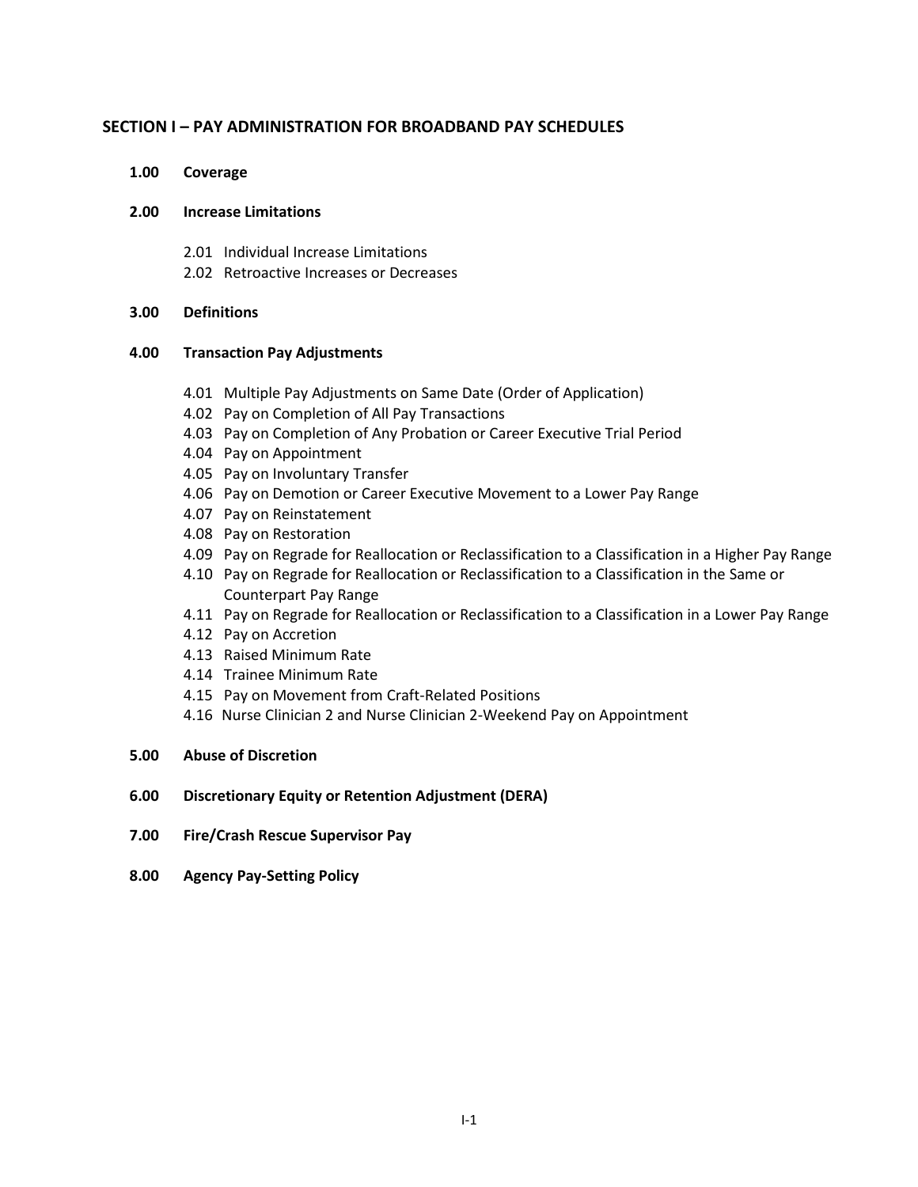# SECTION I – PAY ADMINISTRATION FOR BROADBAND PAY SCHEDULES

**1.00 Coverage**

**2.00 Increase Limitations**

- 2.01 Individual Increase Limitations
- 2.02 Retroactive Increases or Decreases

**3.00 Definitions**

**4.00 Transaction Pay Adjustments**

- 4.01 Multiple Pay Adjustments on Same Date (Order of Application)
- 4.02 Pay on Completion of All Pay Transactions
- 4.03 Pay on Completion of Any Probation or Career Executive Trial Period
- 4.04 Pay on Appointment
- 4.05 Pay on Involuntary Transfer
- 4.06 Pay on Demotion or Career Executive Movement to a Lower Pay Range
- 4.07 Pay on Reinstatement
- 4.08 Pay on Restoration
- 4.09 Pay on Regrade for Reallocation or Reclassification to a Classification in a Higher Pay Range
- 4.10 Pay on Regrade for Reallocation or Reclassification to a Classification in the Same or Counterpart Pay Range
- 4.11 Pay on Regrade for Reallocation or Reclassification to a Classification in a Lower Pay Range
- 4.12 Pay on Accretion
- 4.13 Raised Minimum Rate
- 4.14 Trainee Minimum Rate
- 4.15 Pay on Movement from Craft-Related Positions
- 4.16 Nurse Clinician 2 and Nurse Clinician 2-Weekend Pay on Appointment

**5.00 Abuse of Discretion**

**6.00 Discretionary Equity or Retention Adjustment (DERA)**

**7.00 Fire/Crash Rescue Supervisor Pay**

**8.00 Agency Pay-Setting Policy**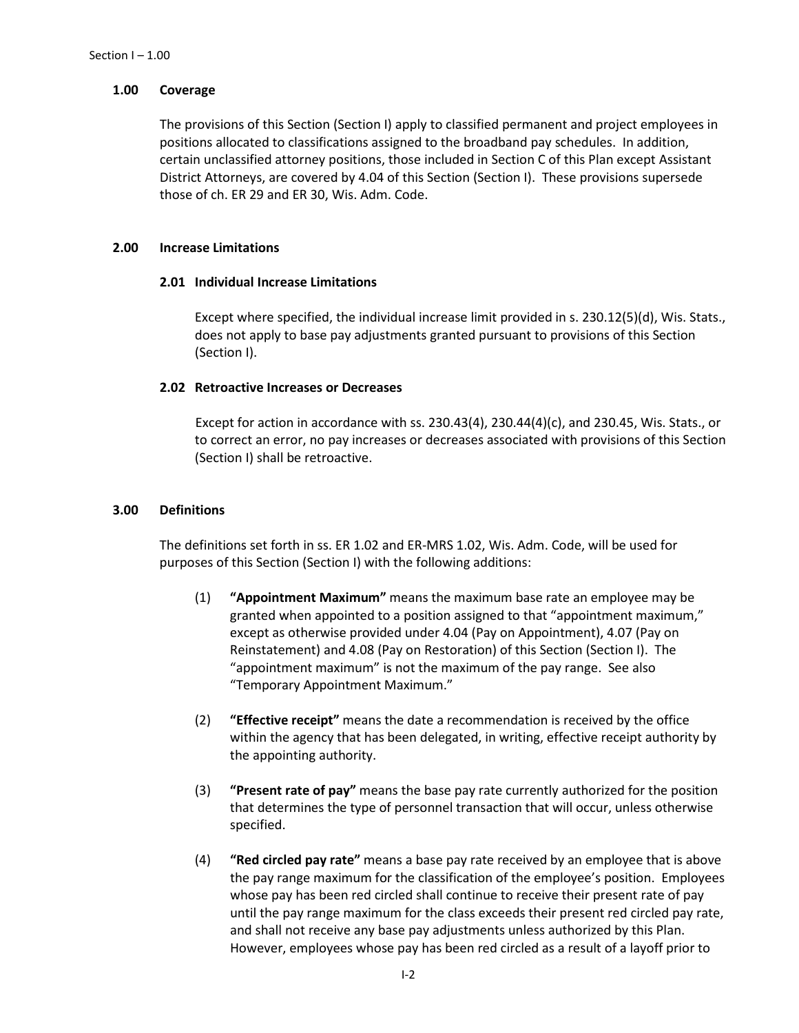## 1.00 Coverage

The provisions of this Section (Section I) apply to classified permanent and project employees in positions allocated to classifications assigned to the broadband pay schedules. In addition, certain unclassified attorney positions, those included in Section C of this Plan except Assistant District Attorneys, are covered by 4.04 of this Section (Section I). These provisions supersede those of ch. ER 29 and ER 30, Wis. Adm. Code.

## 2.00 Increase Limitations

### 2.01 Individual Increase Limitations

Except where specified, the individual increase limit provided in s. 230.12(5)(d), Wis. Stats., does not apply to base pay adjustments granted pursuant to provisions of this Section (Section I).

### 2.02 Retroactive Increases or Decreases

Except for action in accordance with ss. 230.43(4), 230.44(4)(c), and 230.45, Wis. Stats., or to correct an error, no pay increases or decreases associated with provisions of this Section (Section I) shall be retroactive.

## 3.00 Definitions

The definitions set forth in ss. ER 1.02 and ER-MRS 1.02, Wis. Adm. Code, will be used for purposes of this Section (Section I) with the following additions:

(1) **"Appointment Maximum"** means the maximum base rate an employee may be granted when appointed to a position assigned to that "appointment maximum," except as otherwise provided under 4.04 (Pay on Appointment), 4.07 (Pay on Reinstatement) and 4.08 (Pay on Restoration) of this Section (Section I). The "appointment maximum" is not the maximum of the pay range. See also "Temporary Appointment Maximum."

(2) **"Effective receipt"** means the date a recommendation is received by the office within the agency that has been delegated, in writing, effective receipt authority by the appointing authority.

(3) **"Present rate of pay"** means the base pay rate currently authorized for the position that determines the type of personnel transaction that will occur, unless otherwise specified.

(4) **"Red circled pay rate"** means a base pay rate received by an employee that is above the pay range maximum for the classification of the employee's position. Employees whose pay has been red circled shall continue to receive their present rate of pay until the pay range maximum for the class exceeds their present red circled pay rate, and shall not receive any base pay adjustments unless authorized by this Plan. However, employees whose pay has been red circled as a result of a layoff prior to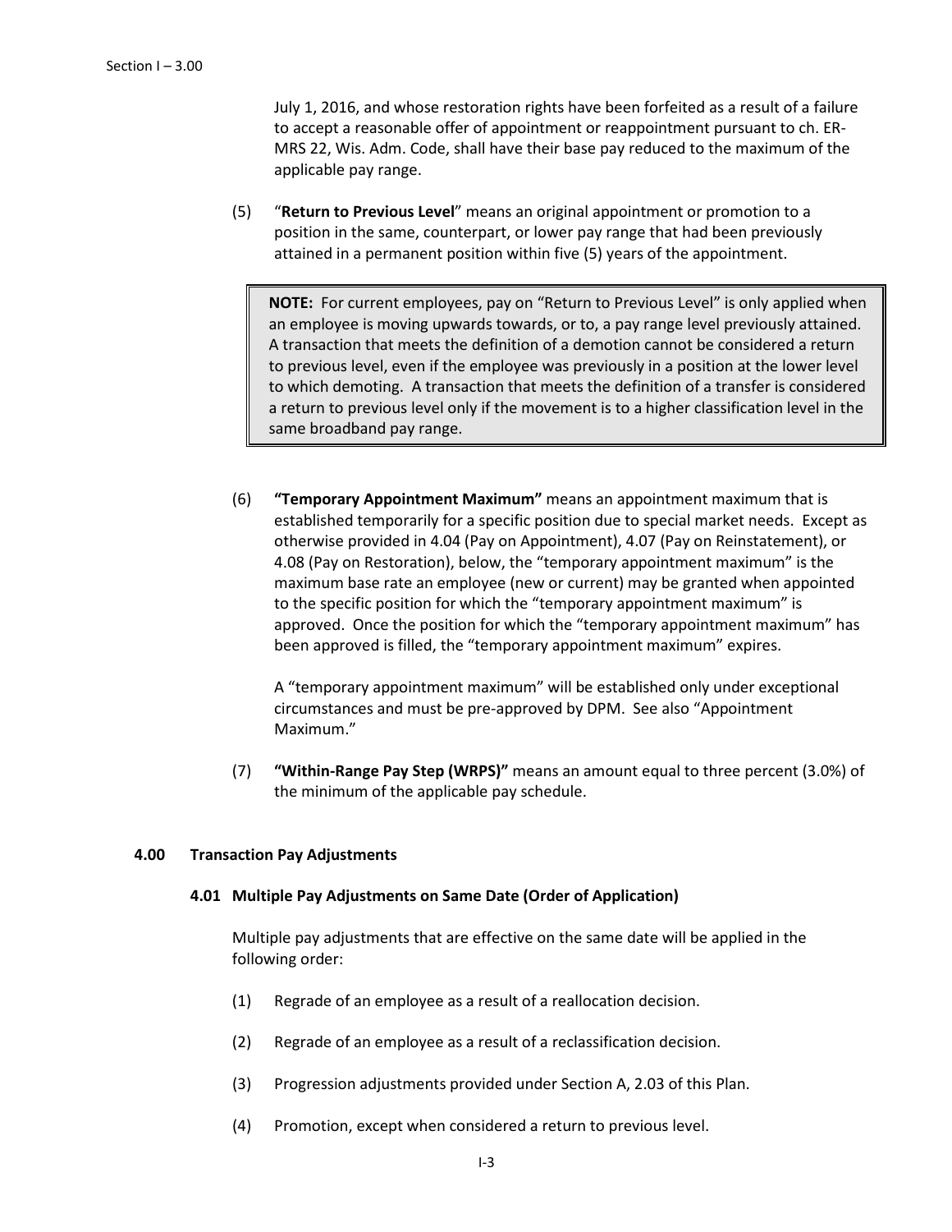July 1, 2016, and whose restoration rights have been forfeited as a result of a failure to accept a reasonable offer of appointment or reappointment pursuant to ch. ER-MRS 22, Wis. Adm. Code, shall have their base pay reduced to the maximum of the applicable pay range.

(5) "**Return to Previous Level**" means an original appointment or promotion to a position in the same, counterpart, or lower pay range that had been previously attained in a permanent position within five (5) years of the appointment.

> **NOTE:** For current employees, pay on "Return to Previous Level" is only applied when an employee is moving upwards towards, or to, a pay range level previously attained. A transaction that meets the definition of a demotion cannot be considered a return to previous level, even if the employee was previously in a position at the lower level to which demoting. A transaction that meets the definition of a transfer is considered a return to previous level only if the movement is to a higher classification level in the same broadband pay range.

(6) **"Temporary Appointment Maximum"** means an appointment maximum that is established temporarily for a specific position due to special market needs. Except as otherwise provided in 4.04 (Pay on Appointment), 4.07 (Pay on Reinstatement), or 4.08 (Pay on Restoration), below, the "temporary appointment maximum" is the maximum base rate an employee (new or current) may be granted when appointed to the specific position for which the "temporary appointment maximum" is approved. Once the position for which the "temporary appointment maximum" has been approved is filled, the "temporary appointment maximum" expires.

A "temporary appointment maximum" will be established only under exceptional circumstances and must be pre-approved by DPM. See also "Appointment Maximum."

(7) **"Within-Range Pay Step (WRPS)"** means an amount equal to three percent (3.0%) of the minimum of the applicable pay schedule.

## 4.00 Transaction Pay Adjustments

### 4.01 Multiple Pay Adjustments on Same Date (Order of Application)

Multiple pay adjustments that are effective on the same date will be applied in the following order:

(1) Regrade of an employee as a result of a reallocation decision.

(2) Regrade of an employee as a result of a reclassification decision.

(3) Progression adjustments provided under Section A, 2.03 of this Plan.

(4) Promotion, except when considered a return to previous level.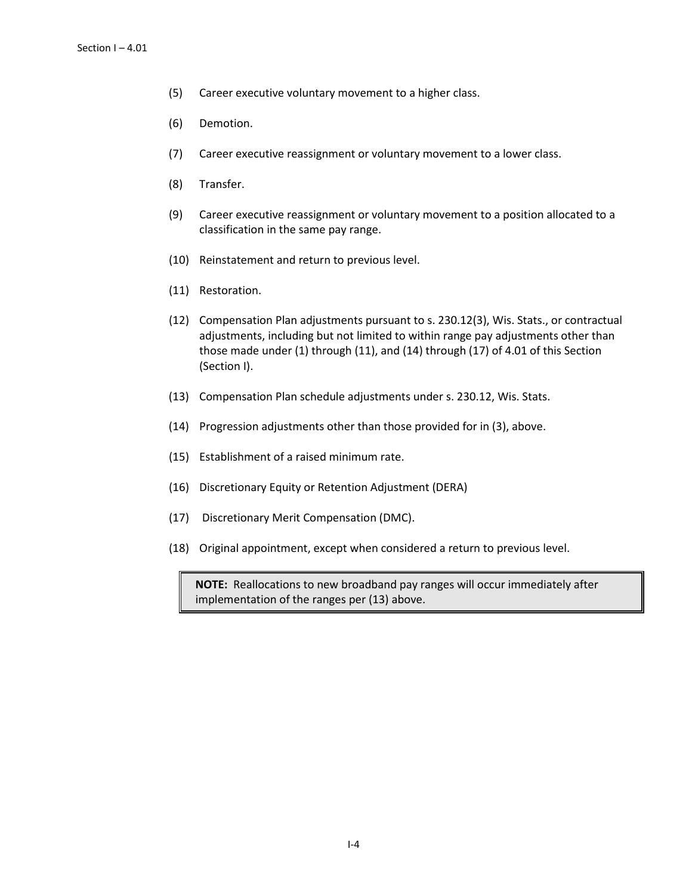(5) Career executive voluntary movement to a higher class.

(6) Demotion.

(7) Career executive reassignment or voluntary movement to a lower class.

(8) Transfer.

(9) Career executive reassignment or voluntary movement to a position allocated to a classification in the same pay range.

(10) Reinstatement and return to previous level.

(11) Restoration.

(12) Compensation Plan adjustments pursuant to s. 230.12(3), Wis. Stats., or contractual adjustments, including but not limited to within range pay adjustments other than those made under (1) through (11), and (14) through (17) of 4.01 of this Section (Section I).

(13) Compensation Plan schedule adjustments under s. 230.12, Wis. Stats.

(14) Progression adjustments other than those provided for in (3), above.

(15) Establishment of a raised minimum rate.

(16) Discretionary Equity or Retention Adjustment (DERA)

(17) Discretionary Merit Compensation (DMC).

(18) Original appointment, except when considered a return to previous level.

> **NOTE:** Reallocations to new broadband pay ranges will occur immediately after implementation of the ranges per (13) above.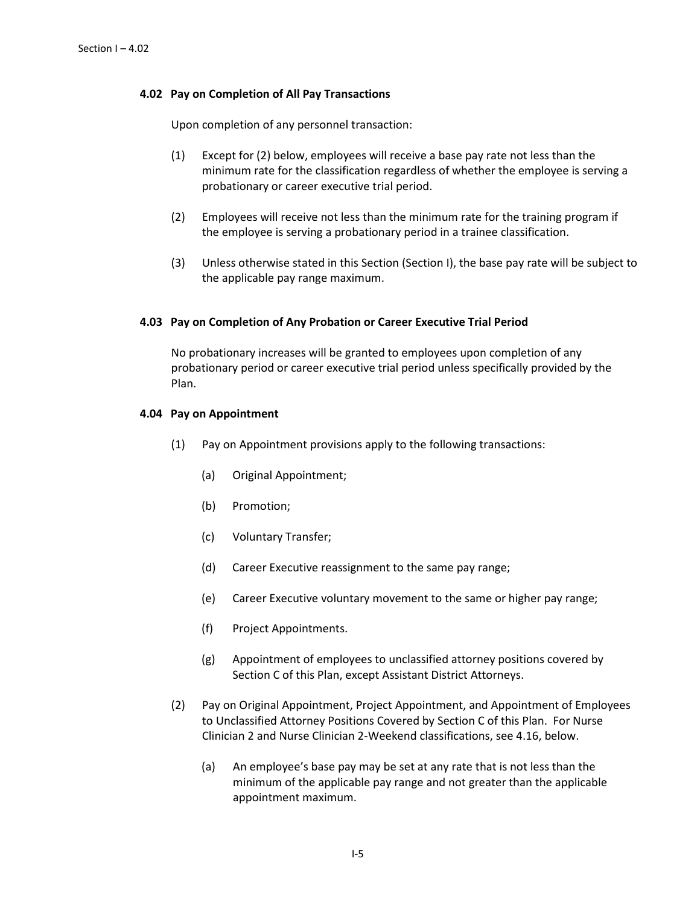### 4.02 Pay on Completion of All Pay Transactions

Upon completion of any personnel transaction:

(1) Except for (2) below, employees will receive a base pay rate not less than the minimum rate for the classification regardless of whether the employee is serving a probationary or career executive trial period.

(2) Employees will receive not less than the minimum rate for the training program if the employee is serving a probationary period in a trainee classification.

(3) Unless otherwise stated in this Section (Section I), the base pay rate will be subject to the applicable pay range maximum.

### 4.03 Pay on Completion of Any Probation or Career Executive Trial Period

No probationary increases will be granted to employees upon completion of any probationary period or career executive trial period unless specifically provided by the Plan.

### 4.04 Pay on Appointment

(1) Pay on Appointment provisions apply to the following transactions:

  (a) Original Appointment;

  (b) Promotion;

  (c) Voluntary Transfer;

  (d) Career Executive reassignment to the same pay range;

  (e) Career Executive voluntary movement to the same or higher pay range;

  (f) Project Appointments.

  (g) Appointment of employees to unclassified attorney positions covered by Section C of this Plan, except Assistant District Attorneys.

(2) Pay on Original Appointment, Project Appointment, and Appointment of Employees to Unclassified Attorney Positions Covered by Section C of this Plan. For Nurse Clinician 2 and Nurse Clinician 2-Weekend classifications, see 4.16, below.

  (a) An employee's base pay may be set at any rate that is not less than the minimum of the applicable pay range and not greater than the applicable appointment maximum.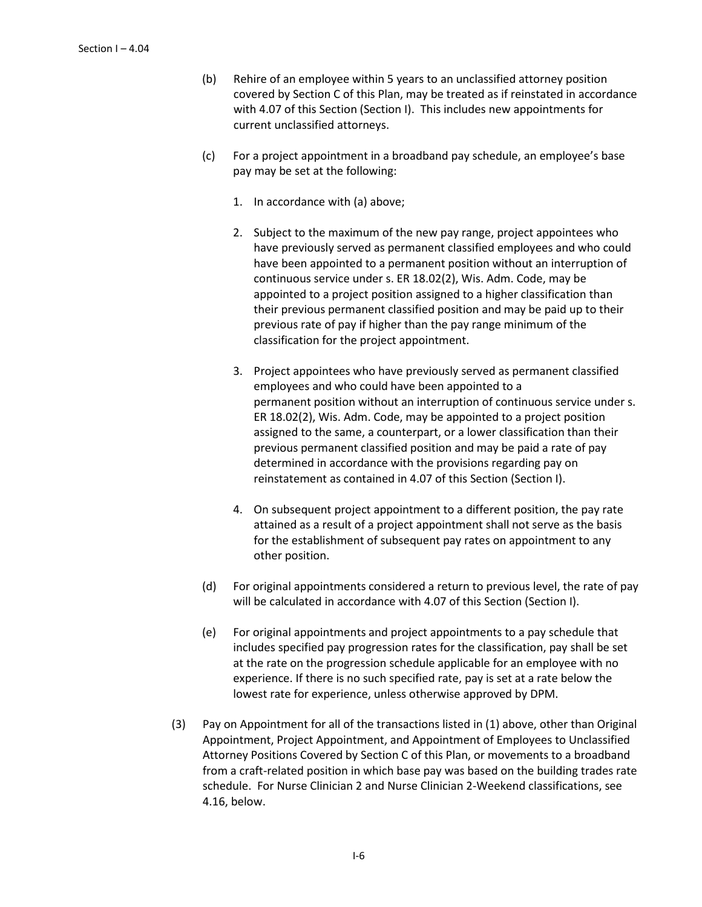(b) Rehire of an employee within 5 years to an unclassified attorney position covered by Section C of this Plan, may be treated as if reinstated in accordance with 4.07 of this Section (Section I). This includes new appointments for current unclassified attorneys.

(c) For a project appointment in a broadband pay schedule, an employee's base pay may be set at the following:

1. In accordance with (a) above;

2. Subject to the maximum of the new pay range, project appointees who have previously served as permanent classified employees and who could have been appointed to a permanent position without an interruption of continuous service under s. ER 18.02(2), Wis. Adm. Code, may be appointed to a project position assigned to a higher classification than their previous permanent classified position and may be paid up to their previous rate of pay if higher than the pay range minimum of the classification for the project appointment.

3. Project appointees who have previously served as permanent classified employees and who could have been appointed to a permanent position without an interruption of continuous service under s. ER 18.02(2), Wis. Adm. Code, may be appointed to a project position assigned to the same, a counterpart, or a lower classification than their previous permanent classified position and may be paid a rate of pay determined in accordance with the provisions regarding pay on reinstatement as contained in 4.07 of this Section (Section I).

4. On subsequent project appointment to a different position, the pay rate attained as a result of a project appointment shall not serve as the basis for the establishment of subsequent pay rates on appointment to any other position.

(d) For original appointments considered a return to previous level, the rate of pay will be calculated in accordance with 4.07 of this Section (Section I).

(e) For original appointments and project appointments to a pay schedule that includes specified pay progression rates for the classification, pay shall be set at the rate on the progression schedule applicable for an employee with no experience. If there is no such specified rate, pay is set at a rate below the lowest rate for experience, unless otherwise approved by DPM.

(3) Pay on Appointment for all of the transactions listed in (1) above, other than Original Appointment, Project Appointment, and Appointment of Employees to Unclassified Attorney Positions Covered by Section C of this Plan, or movements to a broadband from a craft-related position in which base pay was based on the building trades rate schedule. For Nurse Clinician 2 and Nurse Clinician 2-Weekend classifications, see 4.16, below.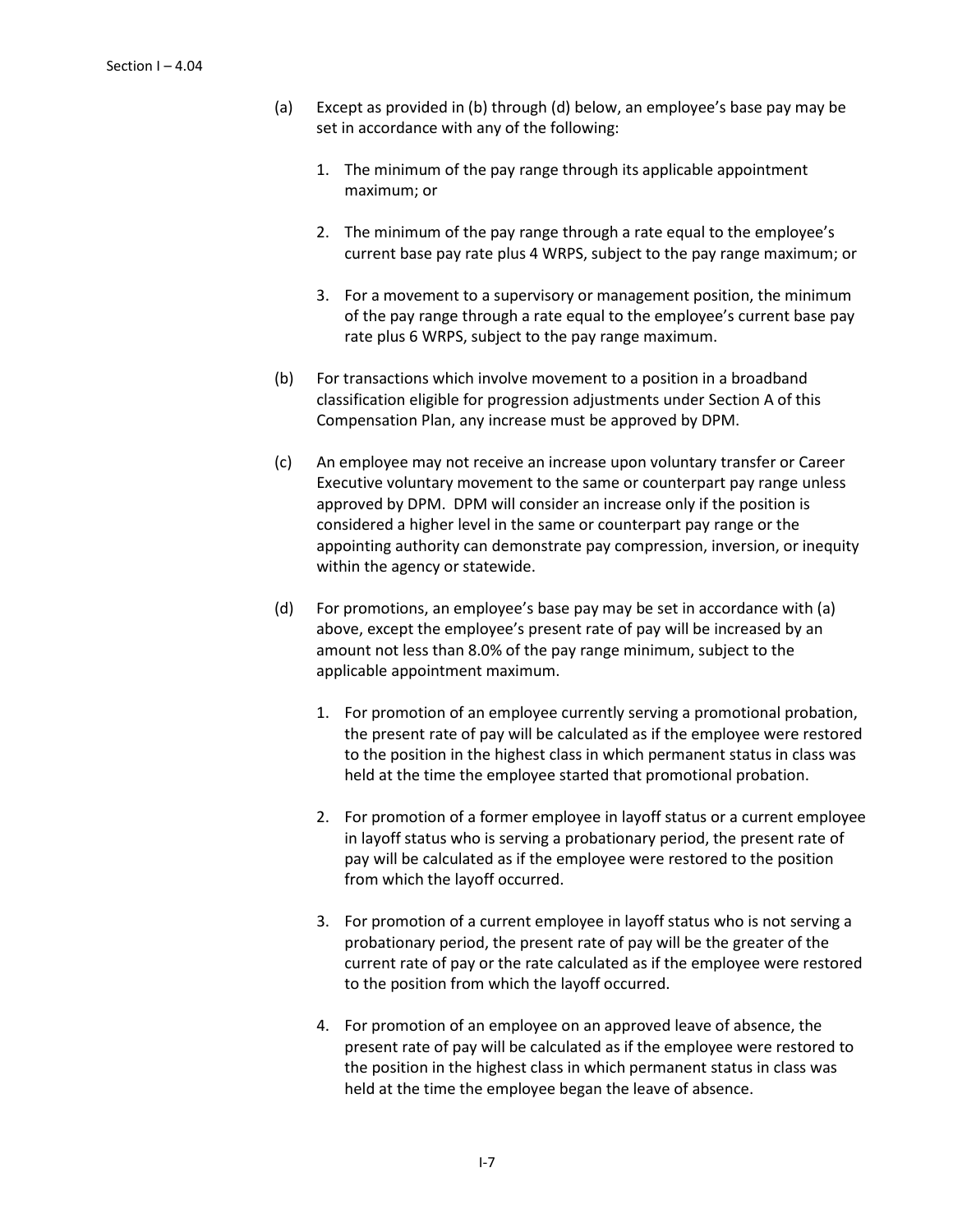(a) Except as provided in (b) through (d) below, an employee's base pay may be set in accordance with any of the following:

1. The minimum of the pay range through its applicable appointment maximum; or

2. The minimum of the pay range through a rate equal to the employee's current base pay rate plus 4 WRPS, subject to the pay range maximum; or

3. For a movement to a supervisory or management position, the minimum of the pay range through a rate equal to the employee's current base pay rate plus 6 WRPS, subject to the pay range maximum.

(b) For transactions which involve movement to a position in a broadband classification eligible for progression adjustments under Section A of this Compensation Plan, any increase must be approved by DPM.

(c) An employee may not receive an increase upon voluntary transfer or Career Executive voluntary movement to the same or counterpart pay range unless approved by DPM. DPM will consider an increase only if the position is considered a higher level in the same or counterpart pay range or the appointing authority can demonstrate pay compression, inversion, or inequity within the agency or statewide.

(d) For promotions, an employee's base pay may be set in accordance with (a) above, except the employee's present rate of pay will be increased by an amount not less than 8.0% of the pay range minimum, subject to the applicable appointment maximum.

1. For promotion of an employee currently serving a promotional probation, the present rate of pay will be calculated as if the employee were restored to the position in the highest class in which permanent status in class was held at the time the employee started that promotional probation.

2. For promotion of a former employee in layoff status or a current employee in layoff status who is serving a probationary period, the present rate of pay will be calculated as if the employee were restored to the position from which the layoff occurred.

3. For promotion of a current employee in layoff status who is not serving a probationary period, the present rate of pay will be the greater of the current rate of pay or the rate calculated as if the employee were restored to the position from which the layoff occurred.

4. For promotion of an employee on an approved leave of absence, the present rate of pay will be calculated as if the employee were restored to the position in the highest class in which permanent status in class was held at the time the employee began the leave of absence.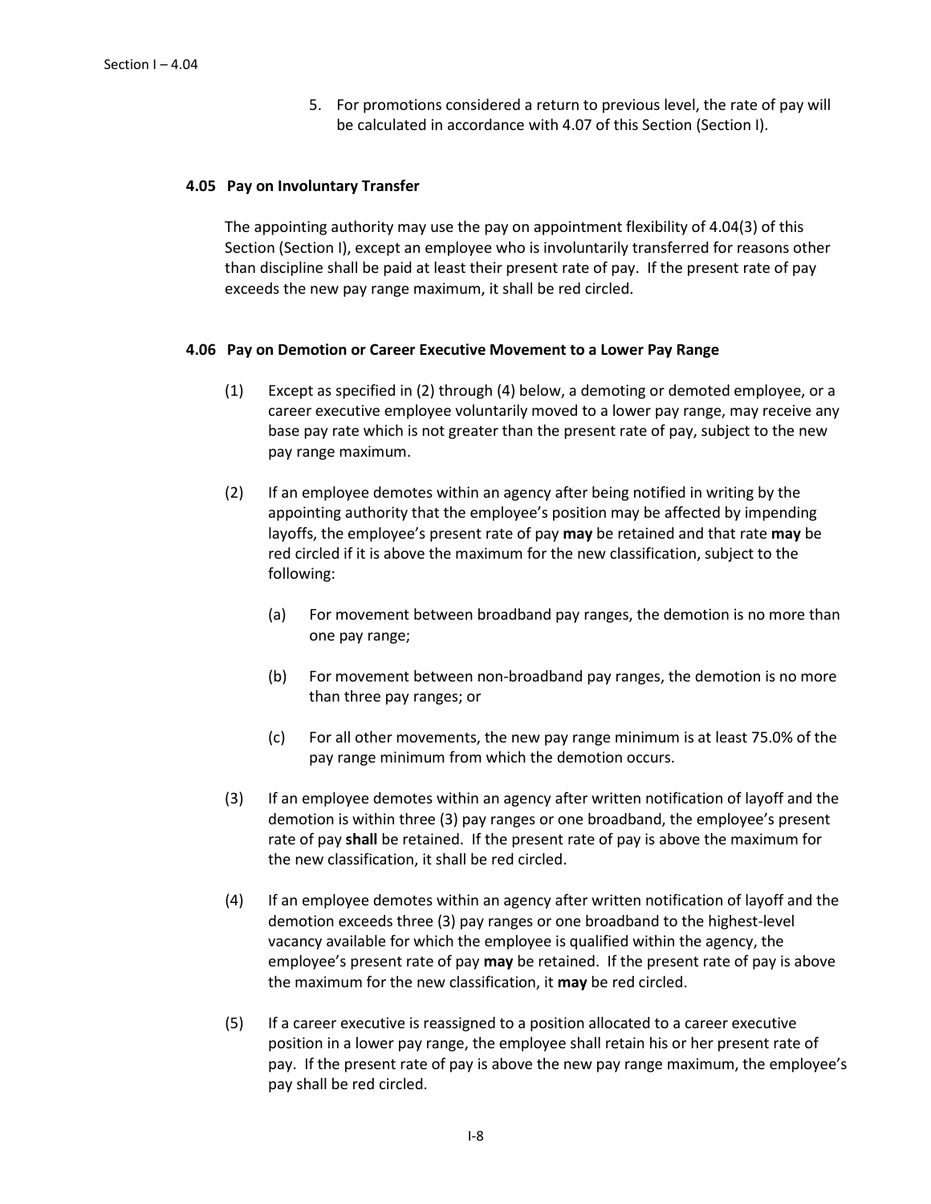5. For promotions considered a return to previous level, the rate of pay will be calculated in accordance with 4.07 of this Section (Section I).

### 4.05 Pay on Involuntary Transfer

The appointing authority may use the pay on appointment flexibility of 4.04(3) of this Section (Section I), except an employee who is involuntarily transferred for reasons other than discipline shall be paid at least their present rate of pay. If the present rate of pay exceeds the new pay range maximum, it shall be red circled.

### 4.06 Pay on Demotion or Career Executive Movement to a Lower Pay Range

(1) Except as specified in (2) through (4) below, a demoting or demoted employee, or a career executive employee voluntarily moved to a lower pay range, may receive any base pay rate which is not greater than the present rate of pay, subject to the new pay range maximum.

(2) If an employee demotes within an agency after being notified in writing by the appointing authority that the employee's position may be affected by impending layoffs, the employee's present rate of pay **may** be retained and that rate **may** be red circled if it is above the maximum for the new classification, subject to the following:

   (a) For movement between broadband pay ranges, the demotion is no more than one pay range;

   (b) For movement between non-broadband pay ranges, the demotion is no more than three pay ranges; or

   (c) For all other movements, the new pay range minimum is at least 75.0% of the pay range minimum from which the demotion occurs.

(3) If an employee demotes within an agency after written notification of layoff and the demotion is within three (3) pay ranges or one broadband, the employee's present rate of pay **shall** be retained. If the present rate of pay is above the maximum for the new classification, it shall be red circled.

(4) If an employee demotes within an agency after written notification of layoff and the demotion exceeds three (3) pay ranges or one broadband to the highest-level vacancy available for which the employee is qualified within the agency, the employee's present rate of pay **may** be retained. If the present rate of pay is above the maximum for the new classification, it **may** be red circled.

(5) If a career executive is reassigned to a position allocated to a career executive position in a lower pay range, the employee shall retain his or her present rate of pay. If the present rate of pay is above the new pay range maximum, the employee's pay shall be red circled.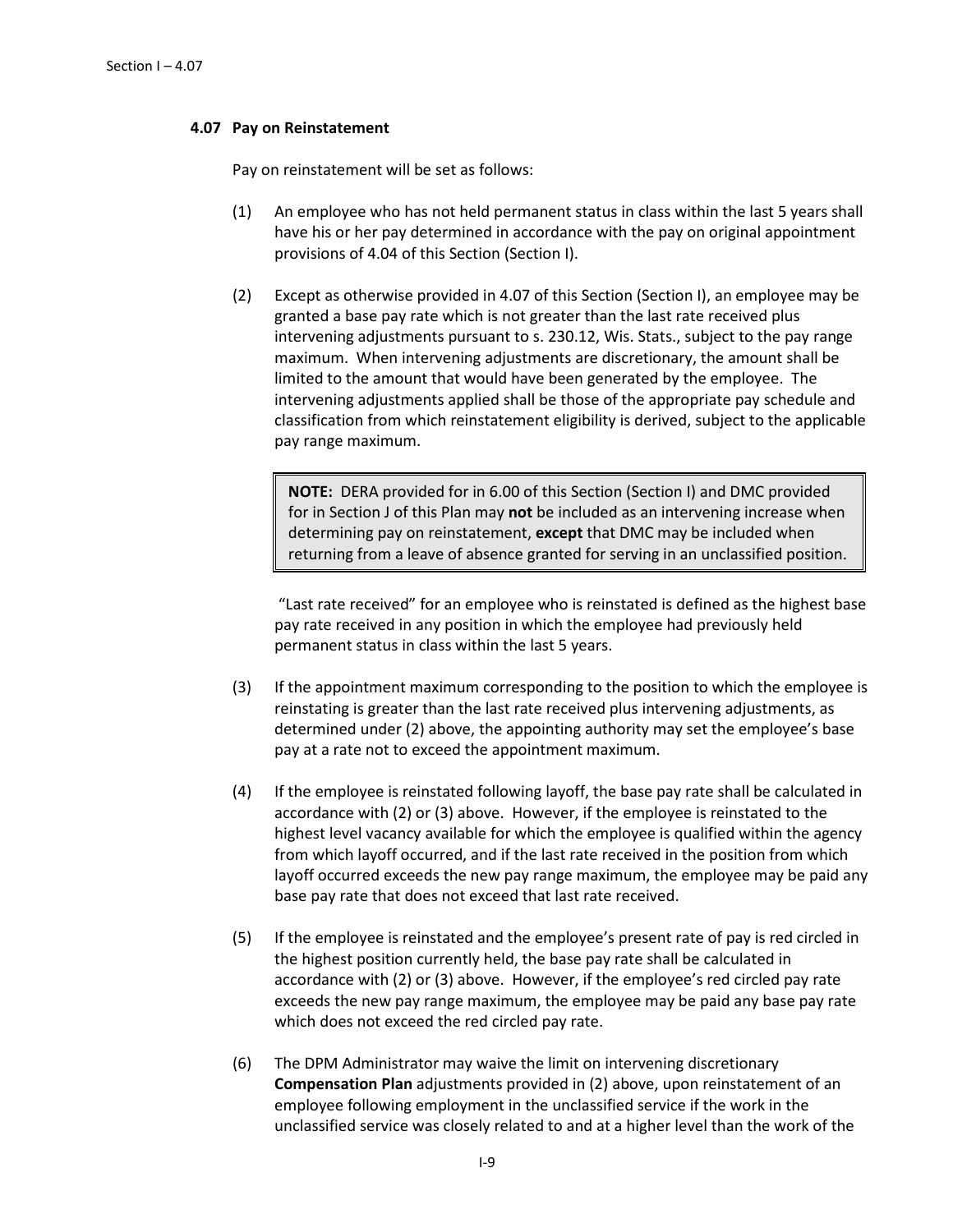### 4.07 Pay on Reinstatement

Pay on reinstatement will be set as follows:

(1) An employee who has not held permanent status in class within the last 5 years shall have his or her pay determined in accordance with the pay on original appointment provisions of 4.04 of this Section (Section I).

(2) Except as otherwise provided in 4.07 of this Section (Section I), an employee may be granted a base pay rate which is not greater than the last rate received plus intervening adjustments pursuant to s. 230.12, Wis. Stats., subject to the pay range maximum. When intervening adjustments are discretionary, the amount shall be limited to the amount that would have been generated by the employee. The intervening adjustments applied shall be those of the appropriate pay schedule and classification from which reinstatement eligibility is derived, subject to the applicable pay range maximum.

> **NOTE:** DERA provided for in 6.00 of this Section (Section I) and DMC provided for in Section J of this Plan may **not** be included as an intervening increase when determining pay on reinstatement, **except** that DMC may be included when returning from a leave of absence granted for serving in an unclassified position.

"Last rate received" for an employee who is reinstated is defined as the highest base pay rate received in any position in which the employee had previously held permanent status in class within the last 5 years.

(3) If the appointment maximum corresponding to the position to which the employee is reinstating is greater than the last rate received plus intervening adjustments, as determined under (2) above, the appointing authority may set the employee's base pay at a rate not to exceed the appointment maximum.

(4) If the employee is reinstated following layoff, the base pay rate shall be calculated in accordance with (2) or (3) above. However, if the employee is reinstated to the highest level vacancy available for which the employee is qualified within the agency from which layoff occurred, and if the last rate received in the position from which layoff occurred exceeds the new pay range maximum, the employee may be paid any base pay rate that does not exceed that last rate received.

(5) If the employee is reinstated and the employee's present rate of pay is red circled in the highest position currently held, the base pay rate shall be calculated in accordance with (2) or (3) above. However, if the employee's red circled pay rate exceeds the new pay range maximum, the employee may be paid any base pay rate which does not exceed the red circled pay rate.

(6) The DPM Administrator may waive the limit on intervening discretionary **Compensation Plan** adjustments provided in (2) above, upon reinstatement of an employee following employment in the unclassified service if the work in the unclassified service was closely related to and at a higher level than the work of the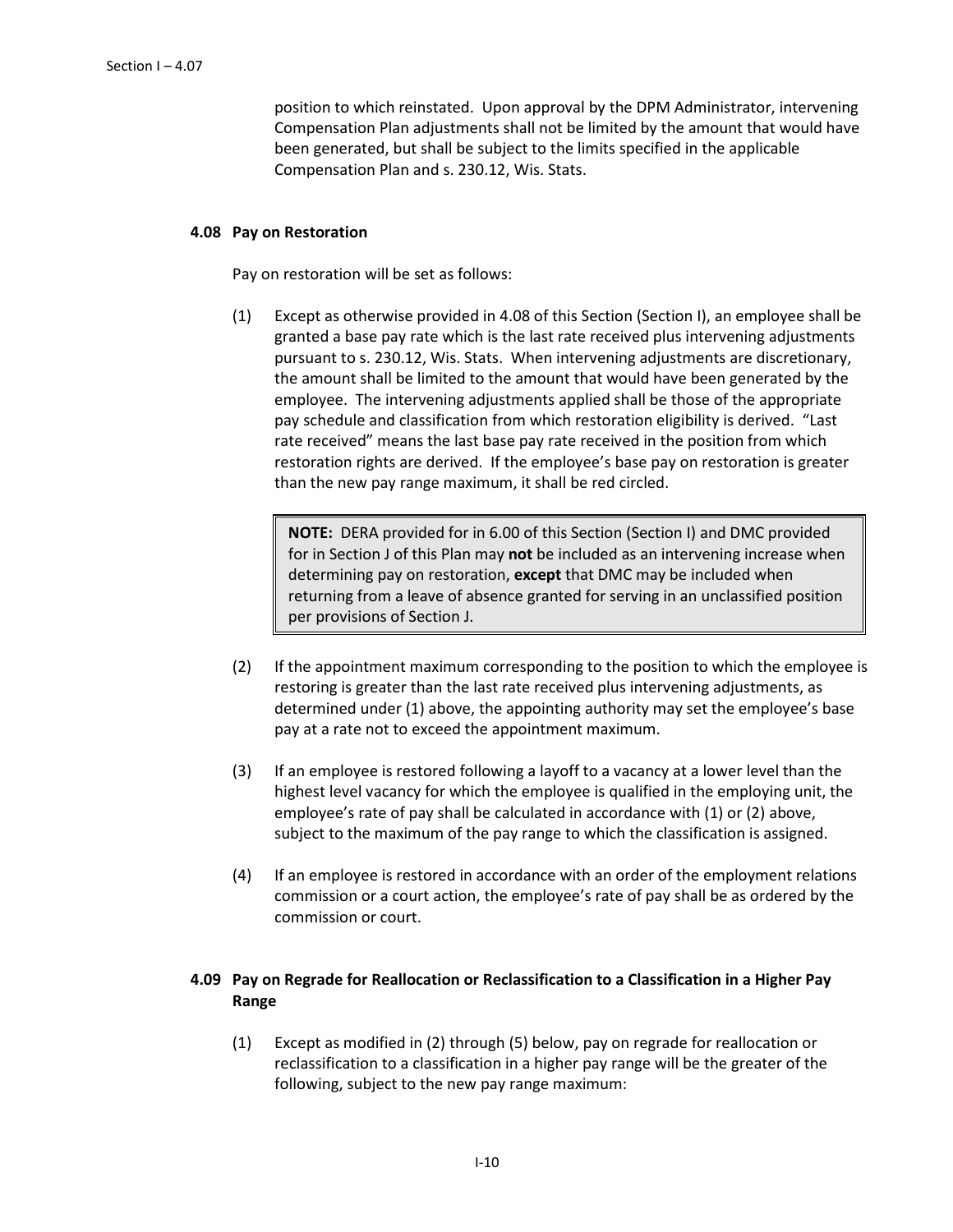position to which reinstated. Upon approval by the DPM Administrator, intervening Compensation Plan adjustments shall not be limited by the amount that would have been generated, but shall be subject to the limits specified in the applicable Compensation Plan and s. 230.12, Wis. Stats.

### 4.08 Pay on Restoration

Pay on restoration will be set as follows:

(1) Except as otherwise provided in 4.08 of this Section (Section I), an employee shall be granted a base pay rate which is the last rate received plus intervening adjustments pursuant to s. 230.12, Wis. Stats. When intervening adjustments are discretionary, the amount shall be limited to the amount that would have been generated by the employee. The intervening adjustments applied shall be those of the appropriate pay schedule and classification from which restoration eligibility is derived. "Last rate received" means the last base pay rate received in the position from which restoration rights are derived. If the employee's base pay on restoration is greater than the new pay range maximum, it shall be red circled.

> **NOTE:** DERA provided for in 6.00 of this Section (Section I) and DMC provided for in Section J of this Plan may **not** be included as an intervening increase when determining pay on restoration, **except** that DMC may be included when returning from a leave of absence granted for serving in an unclassified position per provisions of Section J.

(2) If the appointment maximum corresponding to the position to which the employee is restoring is greater than the last rate received plus intervening adjustments, as determined under (1) above, the appointing authority may set the employee's base pay at a rate not to exceed the appointment maximum.

(3) If an employee is restored following a layoff to a vacancy at a lower level than the highest level vacancy for which the employee is qualified in the employing unit, the employee's rate of pay shall be calculated in accordance with (1) or (2) above, subject to the maximum of the pay range to which the classification is assigned.

(4) If an employee is restored in accordance with an order of the employment relations commission or a court action, the employee's rate of pay shall be as ordered by the commission or court.

### 4.09 Pay on Regrade for Reallocation or Reclassification to a Classification in a Higher Pay Range

(1) Except as modified in (2) through (5) below, pay on regrade for reallocation or reclassification to a classification in a higher pay range will be the greater of the following, subject to the new pay range maximum: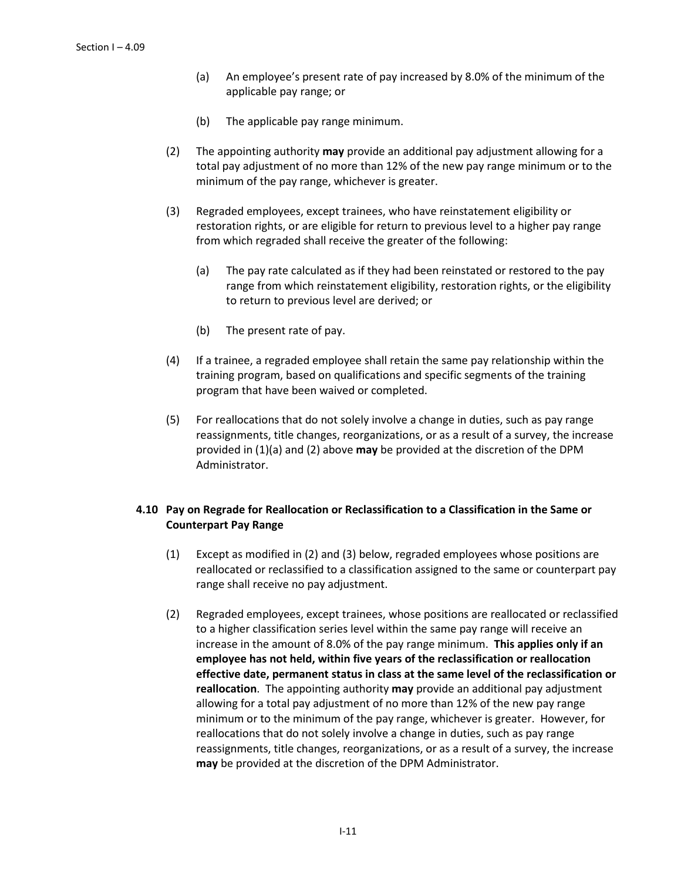(a) An employee's present rate of pay increased by 8.0% of the minimum of the applicable pay range; or

(b) The applicable pay range minimum.

(2) The appointing authority **may** provide an additional pay adjustment allowing for a total pay adjustment of no more than 12% of the new pay range minimum or to the minimum of the pay range, whichever is greater.

(3) Regraded employees, except trainees, who have reinstatement eligibility or restoration rights, or are eligible for return to previous level to a higher pay range from which regraded shall receive the greater of the following:

(a) The pay rate calculated as if they had been reinstated or restored to the pay range from which reinstatement eligibility, restoration rights, or the eligibility to return to previous level are derived; or

(b) The present rate of pay.

(4) If a trainee, a regraded employee shall retain the same pay relationship within the training program, based on qualifications and specific segments of the training program that have been waived or completed.

(5) For reallocations that do not solely involve a change in duties, such as pay range reassignments, title changes, reorganizations, or as a result of a survey, the increase provided in (1)(a) and (2) above **may** be provided at the discretion of the DPM Administrator.

### 4.10 Pay on Regrade for Reallocation or Reclassification to a Classification in the Same or Counterpart Pay Range

(1) Except as modified in (2) and (3) below, regraded employees whose positions are reallocated or reclassified to a classification assigned to the same or counterpart pay range shall receive no pay adjustment.

(2) Regraded employees, except trainees, whose positions are reallocated or reclassified to a higher classification series level within the same pay range will receive an increase in the amount of 8.0% of the pay range minimum. **This applies only if an employee has not held, within five years of the reclassification or reallocation effective date, permanent status in class at the same level of the reclassification or reallocation**. The appointing authority **may** provide an additional pay adjustment allowing for a total pay adjustment of no more than 12% of the new pay range minimum or to the minimum of the pay range, whichever is greater. However, for reallocations that do not solely involve a change in duties, such as pay range reassignments, title changes, reorganizations, or as a result of a survey, the increase **may** be provided at the discretion of the DPM Administrator.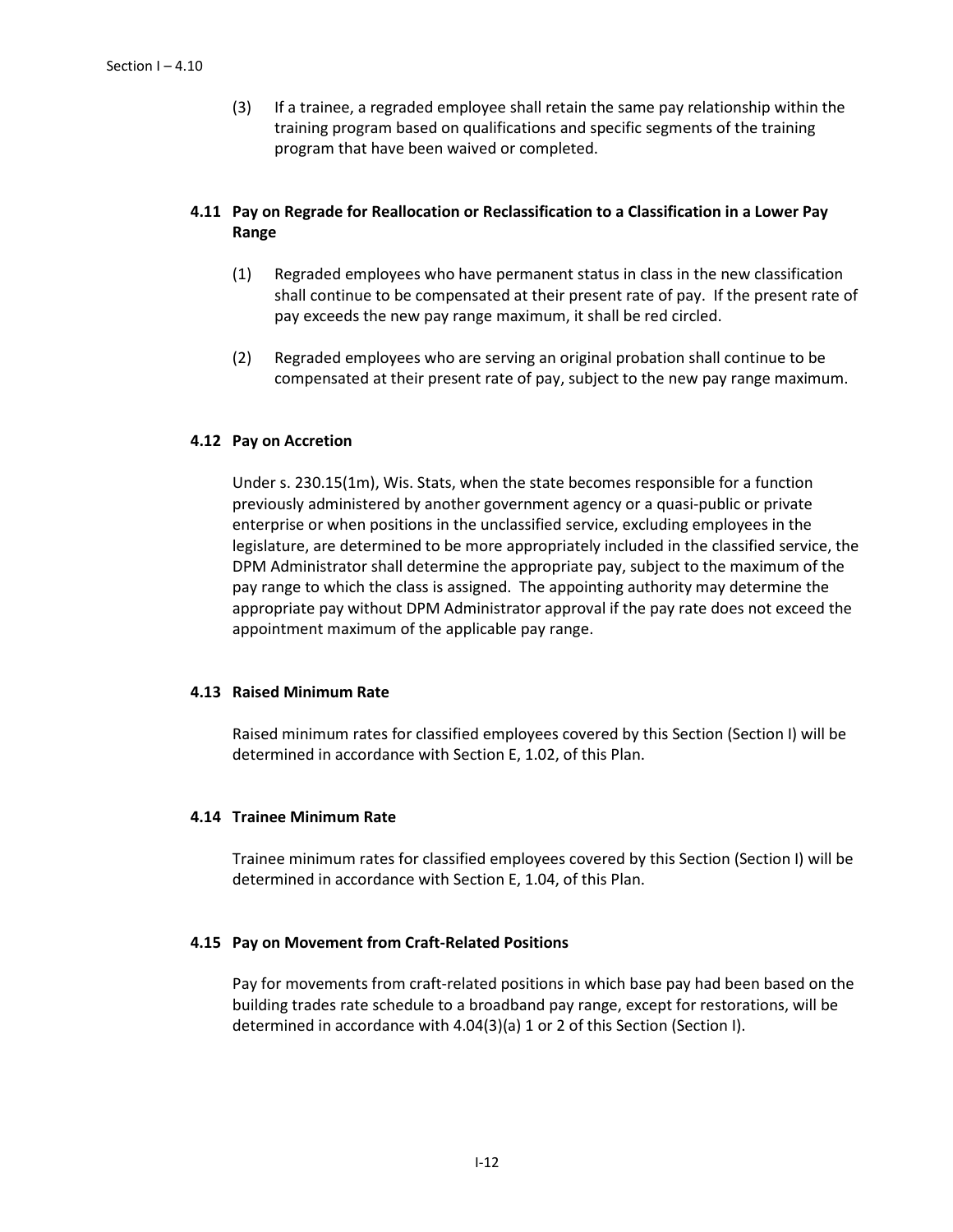(3) If a trainee, a regraded employee shall retain the same pay relationship within the training program based on qualifications and specific segments of the training program that have been waived or completed.

### 4.11 Pay on Regrade for Reallocation or Reclassification to a Classification in a Lower Pay Range

(1) Regraded employees who have permanent status in class in the new classification shall continue to be compensated at their present rate of pay. If the present rate of pay exceeds the new pay range maximum, it shall be red circled.

(2) Regraded employees who are serving an original probation shall continue to be compensated at their present rate of pay, subject to the new pay range maximum.

### 4.12 Pay on Accretion

Under s. 230.15(1m), Wis. Stats, when the state becomes responsible for a function previously administered by another government agency or a quasi-public or private enterprise or when positions in the unclassified service, excluding employees in the legislature, are determined to be more appropriately included in the classified service, the DPM Administrator shall determine the appropriate pay, subject to the maximum of the pay range to which the class is assigned. The appointing authority may determine the appropriate pay without DPM Administrator approval if the pay rate does not exceed the appointment maximum of the applicable pay range.

### 4.13 Raised Minimum Rate

Raised minimum rates for classified employees covered by this Section (Section I) will be determined in accordance with Section E, 1.02, of this Plan.

### 4.14 Trainee Minimum Rate

Trainee minimum rates for classified employees covered by this Section (Section I) will be determined in accordance with Section E, 1.04, of this Plan.

### 4.15 Pay on Movement from Craft-Related Positions

Pay for movements from craft-related positions in which base pay had been based on the building trades rate schedule to a broadband pay range, except for restorations, will be determined in accordance with 4.04(3)(a) 1 or 2 of this Section (Section I).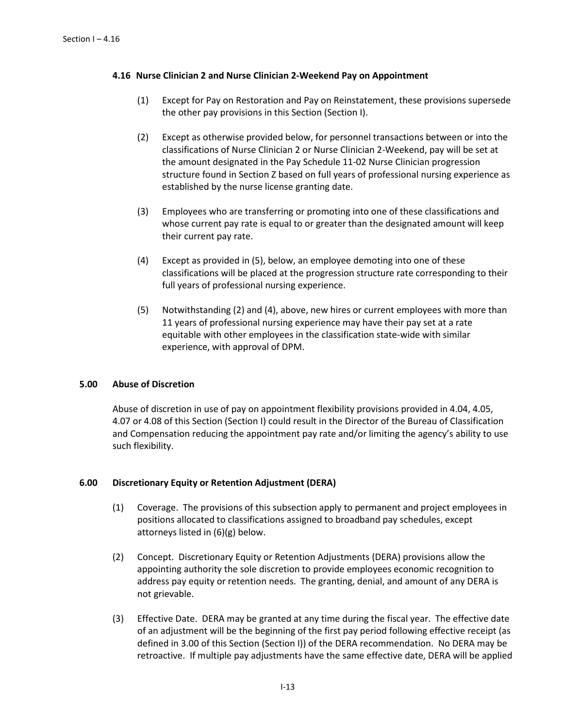#### 4.16 Nurse Clinician 2 and Nurse Clinician 2-Weekend Pay on Appointment

(1) Except for Pay on Restoration and Pay on Reinstatement, these provisions supersede the other pay provisions in this Section (Section I).

(2) Except as otherwise provided below, for personnel transactions between or into the classifications of Nurse Clinician 2 or Nurse Clinician 2-Weekend, pay will be set at the amount designated in the Pay Schedule 11-02 Nurse Clinician progression structure found in Section Z based on full years of professional nursing experience as established by the nurse license granting date.

(3) Employees who are transferring or promoting into one of these classifications and whose current pay rate is equal to or greater than the designated amount will keep their current pay rate.

(4) Except as provided in (5), below, an employee demoting into one of these classifications will be placed at the progression structure rate corresponding to their full years of professional nursing experience.

(5) Notwithstanding (2) and (4), above, new hires or current employees with more than 11 years of professional nursing experience may have their pay set at a rate equitable with other employees in the classification state-wide with similar experience, with approval of DPM.

## 5.00 Abuse of Discretion

Abuse of discretion in use of pay on appointment flexibility provisions provided in 4.04, 4.05, 4.07 or 4.08 of this Section (Section I) could result in the Director of the Bureau of Classification and Compensation reducing the appointment pay rate and/or limiting the agency's ability to use such flexibility.

## 6.00 Discretionary Equity or Retention Adjustment (DERA)

(1) Coverage. The provisions of this subsection apply to permanent and project employees in positions allocated to classifications assigned to broadband pay schedules, except attorneys listed in (6)(g) below.

(2) Concept. Discretionary Equity or Retention Adjustments (DERA) provisions allow the appointing authority the sole discretion to provide employees economic recognition to address pay equity or retention needs. The granting, denial, and amount of any DERA is not grievable.

(3) Effective Date. DERA may be granted at any time during the fiscal year. The effective date of an adjustment will be the beginning of the first pay period following effective receipt (as defined in 3.00 of this Section (Section I)) of the DERA recommendation. No DERA may be retroactive. If multiple pay adjustments have the same effective date, DERA will be applied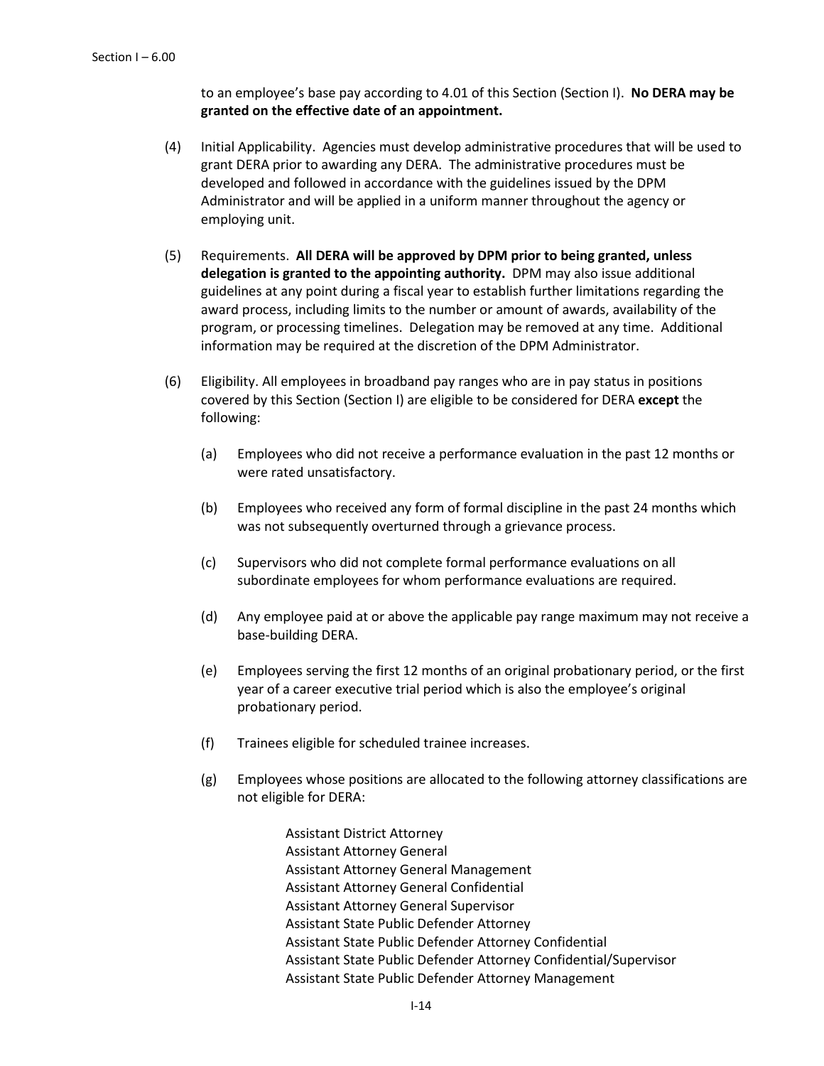to an employee's base pay according to 4.01 of this Section (Section I). **No DERA may be granted on the effective date of an appointment.**

(4) Initial Applicability. Agencies must develop administrative procedures that will be used to grant DERA prior to awarding any DERA. The administrative procedures must be developed and followed in accordance with the guidelines issued by the DPM Administrator and will be applied in a uniform manner throughout the agency or employing unit.

(5) Requirements. **All DERA will be approved by DPM prior to being granted, unless delegation is granted to the appointing authority.** DPM may also issue additional guidelines at any point during a fiscal year to establish further limitations regarding the award process, including limits to the number or amount of awards, availability of the program, or processing timelines. Delegation may be removed at any time. Additional information may be required at the discretion of the DPM Administrator.

(6) Eligibility. All employees in broadband pay ranges who are in pay status in positions covered by this Section (Section I) are eligible to be considered for DERA **except** the following:

(a) Employees who did not receive a performance evaluation in the past 12 months or were rated unsatisfactory.

(b) Employees who received any form of formal discipline in the past 24 months which was not subsequently overturned through a grievance process.

(c) Supervisors who did not complete formal performance evaluations on all subordinate employees for whom performance evaluations are required.

(d) Any employee paid at or above the applicable pay range maximum may not receive a base-building DERA.

(e) Employees serving the first 12 months of an original probationary period, or the first year of a career executive trial period which is also the employee's original probationary period.

(f) Trainees eligible for scheduled trainee increases.

(g) Employees whose positions are allocated to the following attorney classifications are not eligible for DERA:

Assistant District Attorney
Assistant Attorney General
Assistant Attorney General Management
Assistant Attorney General Confidential
Assistant Attorney General Supervisor
Assistant State Public Defender Attorney
Assistant State Public Defender Attorney Confidential
Assistant State Public Defender Attorney Confidential/Supervisor
Assistant State Public Defender Attorney Management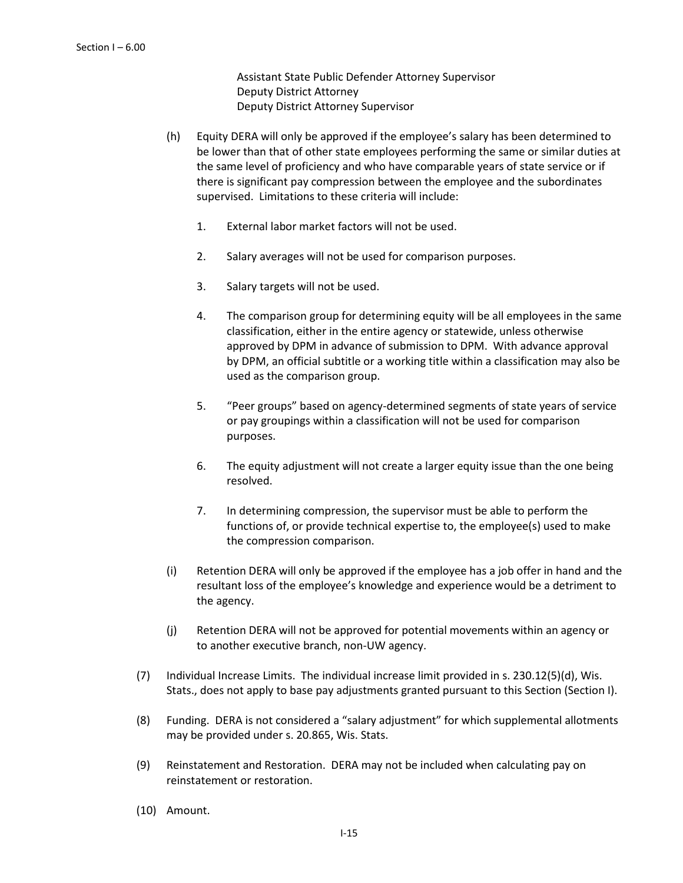Assistant State Public Defender Attorney Supervisor
Deputy District Attorney
Deputy District Attorney Supervisor

(h) Equity DERA will only be approved if the employee's salary has been determined to be lower than that of other state employees performing the same or similar duties at the same level of proficiency and who have comparable years of state service or if there is significant pay compression between the employee and the subordinates supervised. Limitations to these criteria will include:

1. External labor market factors will not be used.

2. Salary averages will not be used for comparison purposes.

3. Salary targets will not be used.

4. The comparison group for determining equity will be all employees in the same classification, either in the entire agency or statewide, unless otherwise approved by DPM in advance of submission to DPM. With advance approval by DPM, an official subtitle or a working title within a classification may also be used as the comparison group.

5. "Peer groups" based on agency-determined segments of state years of service or pay groupings within a classification will not be used for comparison purposes.

6. The equity adjustment will not create a larger equity issue than the one being resolved.

7. In determining compression, the supervisor must be able to perform the functions of, or provide technical expertise to, the employee(s) used to make the compression comparison.

(i) Retention DERA will only be approved if the employee has a job offer in hand and the resultant loss of the employee's knowledge and experience would be a detriment to the agency.

(j) Retention DERA will not be approved for potential movements within an agency or to another executive branch, non-UW agency.

(7) Individual Increase Limits. The individual increase limit provided in s. 230.12(5)(d), Wis. Stats., does not apply to base pay adjustments granted pursuant to this Section (Section I).

(8) Funding. DERA is not considered a "salary adjustment" for which supplemental allotments may be provided under s. 20.865, Wis. Stats.

(9) Reinstatement and Restoration. DERA may not be included when calculating pay on reinstatement or restoration.

(10) Amount.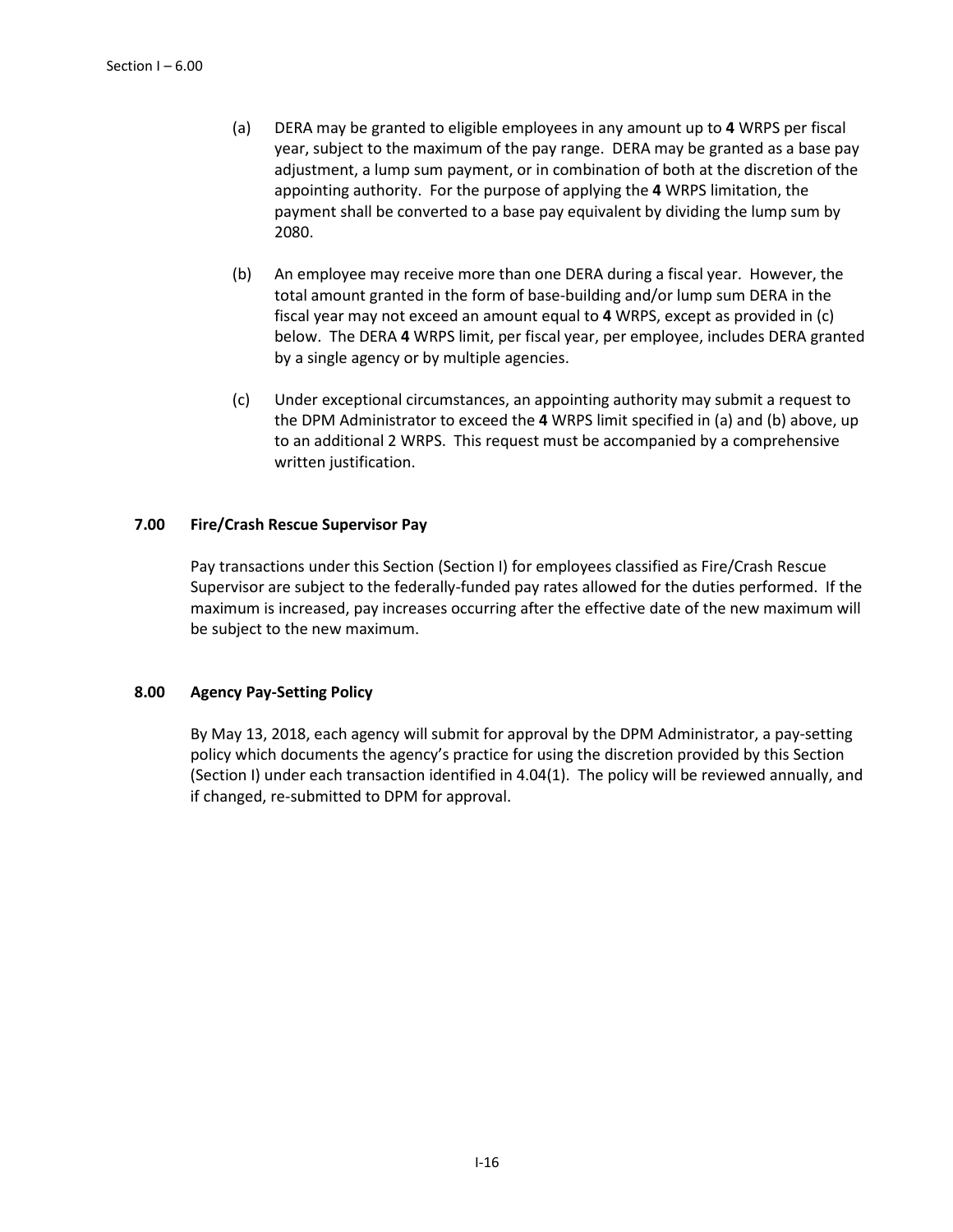(a) DERA may be granted to eligible employees in any amount up to **4** WRPS per fiscal year, subject to the maximum of the pay range. DERA may be granted as a base pay adjustment, a lump sum payment, or in combination of both at the discretion of the appointing authority. For the purpose of applying the **4** WRPS limitation, the payment shall be converted to a base pay equivalent by dividing the lump sum by 2080.

(b) An employee may receive more than one DERA during a fiscal year. However, the total amount granted in the form of base-building and/or lump sum DERA in the fiscal year may not exceed an amount equal to **4** WRPS, except as provided in (c) below. The DERA **4** WRPS limit, per fiscal year, per employee, includes DERA granted by a single agency or by multiple agencies.

(c) Under exceptional circumstances, an appointing authority may submit a request to the DPM Administrator to exceed the **4** WRPS limit specified in (a) and (b) above, up to an additional 2 WRPS. This request must be accompanied by a comprehensive written justification.

## 7.00 Fire/Crash Rescue Supervisor Pay

Pay transactions under this Section (Section I) for employees classified as Fire/Crash Rescue Supervisor are subject to the federally-funded pay rates allowed for the duties performed. If the maximum is increased, pay increases occurring after the effective date of the new maximum will be subject to the new maximum.

## 8.00 Agency Pay-Setting Policy

By May 13, 2018, each agency will submit for approval by the DPM Administrator, a pay-setting policy which documents the agency's practice for using the discretion provided by this Section (Section I) under each transaction identified in 4.04(1). The policy will be reviewed annually, and if changed, re-submitted to DPM for approval.